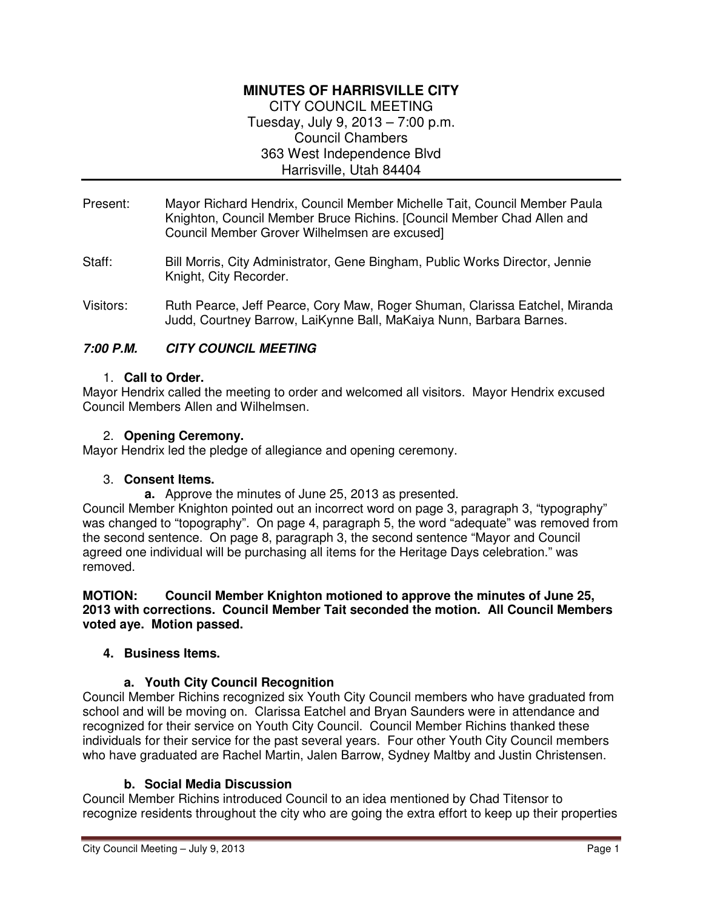# MINUTES OF HARRISVILLE CITY

CITY COUNCIL MEETING
Tuesday, July 9, 2013 – 7:00 p.m.
Council Chambers
363 West Independence Blvd
Harrisville, Utah 84404

Present: Mayor Richard Hendrix, Council Member Michelle Tait, Council Member Paula Knighton, Council Member Bruce Richins. [Council Member Chad Allen and Council Member Grover Wilhelmsen are excused]

Staff: Bill Morris, City Administrator, Gene Bingham, Public Works Director, Jennie Knight, City Recorder.

Visitors: Ruth Pearce, Jeff Pearce, Cory Maw, Roger Shuman, Clarissa Eatchel, Miranda Judd, Courtney Barrow, LaiKynne Ball, MaKaiya Nunn, Barbara Barnes.

## *7:00 P.M. CITY COUNCIL MEETING*

1. **Call to Order.**

Mayor Hendrix called the meeting to order and welcomed all visitors. Mayor Hendrix excused Council Members Allen and Wilhelmsen.

2. **Opening Ceremony.**

Mayor Hendrix led the pledge of allegiance and opening ceremony.

3. **Consent Items.**
   - **a.** Approve the minutes of June 25, 2013 as presented.

Council Member Knighton pointed out an incorrect word on page 3, paragraph 3, "typography" was changed to "topography". On page 4, paragraph 5, the word "adequate" was removed from the second sentence. On page 8, paragraph 3, the second sentence "Mayor and Council agreed one individual will be purchasing all items for the Heritage Days celebration." was removed.

**MOTION: Council Member Knighton motioned to approve the minutes of June 25, 2013 with corrections. Council Member Tait seconded the motion. All Council Members voted aye. Motion passed.**

4. **Business Items.**

### a. Youth City Council Recognition

Council Member Richins recognized six Youth City Council members who have graduated from school and will be moving on. Clarissa Eatchel and Bryan Saunders were in attendance and recognized for their service on Youth City Council. Council Member Richins thanked these individuals for their service for the past several years. Four other Youth City Council members who have graduated are Rachel Martin, Jalen Barrow, Sydney Maltby and Justin Christensen.

### b. Social Media Discussion

Council Member Richins introduced Council to an idea mentioned by Chad Titensor to recognize residents throughout the city who are going the extra effort to keep up their properties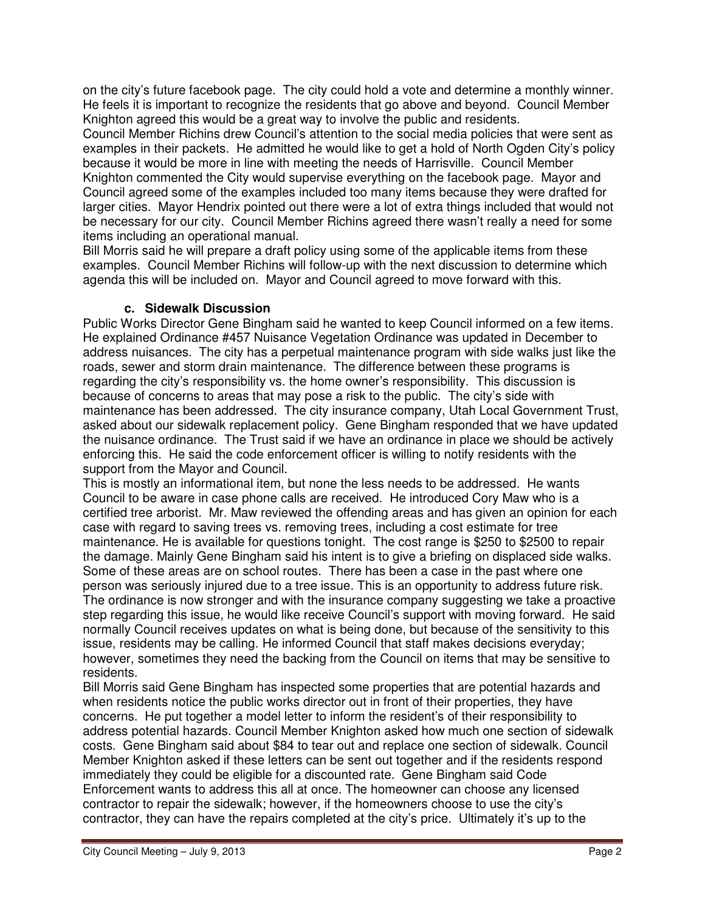on the city's future facebook page. The city could hold a vote and determine a monthly winner. He feels it is important to recognize the residents that go above and beyond. Council Member Knighton agreed this would be a great way to involve the public and residents.

Council Member Richins drew Council's attention to the social media policies that were sent as examples in their packets. He admitted he would like to get a hold of North Ogden City's policy because it would be more in line with meeting the needs of Harrisville. Council Member Knighton commented the City would supervise everything on the facebook page. Mayor and Council agreed some of the examples included too many items because they were drafted for larger cities. Mayor Hendrix pointed out there were a lot of extra things included that would not be necessary for our city. Council Member Richins agreed there wasn't really a need for some items including an operational manual.

Bill Morris said he will prepare a draft policy using some of the applicable items from these examples. Council Member Richins will follow-up with the next discussion to determine which agenda this will be included on. Mayor and Council agreed to move forward with this.

**c. Sidewalk Discussion**

Public Works Director Gene Bingham said he wanted to keep Council informed on a few items. He explained Ordinance #457 Nuisance Vegetation Ordinance was updated in December to address nuisances. The city has a perpetual maintenance program with side walks just like the roads, sewer and storm drain maintenance. The difference between these programs is regarding the city's responsibility vs. the home owner's responsibility. This discussion is because of concerns to areas that may pose a risk to the public. The city's side with maintenance has been addressed. The city insurance company, Utah Local Government Trust, asked about our sidewalk replacement policy. Gene Bingham responded that we have updated the nuisance ordinance. The Trust said if we have an ordinance in place we should be actively enforcing this. He said the code enforcement officer is willing to notify residents with the support from the Mayor and Council.

This is mostly an informational item, but none the less needs to be addressed. He wants Council to be aware in case phone calls are received. He introduced Cory Maw who is a certified tree arborist. Mr. Maw reviewed the offending areas and has given an opinion for each case with regard to saving trees vs. removing trees, including a cost estimate for tree maintenance. He is available for questions tonight. The cost range is $250 to $2500 to repair the damage. Mainly Gene Bingham said his intent is to give a briefing on displaced side walks. Some of these areas are on school routes. There has been a case in the past where one person was seriously injured due to a tree issue. This is an opportunity to address future risk. The ordinance is now stronger and with the insurance company suggesting we take a proactive step regarding this issue, he would like receive Council's support with moving forward. He said normally Council receives updates on what is being done, but because of the sensitivity to this issue, residents may be calling. He informed Council that staff makes decisions everyday; however, sometimes they need the backing from the Council on items that may be sensitive to residents.

Bill Morris said Gene Bingham has inspected some properties that are potential hazards and when residents notice the public works director out in front of their properties, they have concerns. He put together a model letter to inform the resident's of their responsibility to address potential hazards. Council Member Knighton asked how much one section of sidewalk costs. Gene Bingham said about $84 to tear out and replace one section of sidewalk. Council Member Knighton asked if these letters can be sent out together and if the residents respond immediately they could be eligible for a discounted rate. Gene Bingham said Code Enforcement wants to address this all at once. The homeowner can choose any licensed contractor to repair the sidewalk; however, if the homeowners choose to use the city's contractor, they can have the repairs completed at the city's price. Ultimately it's up to the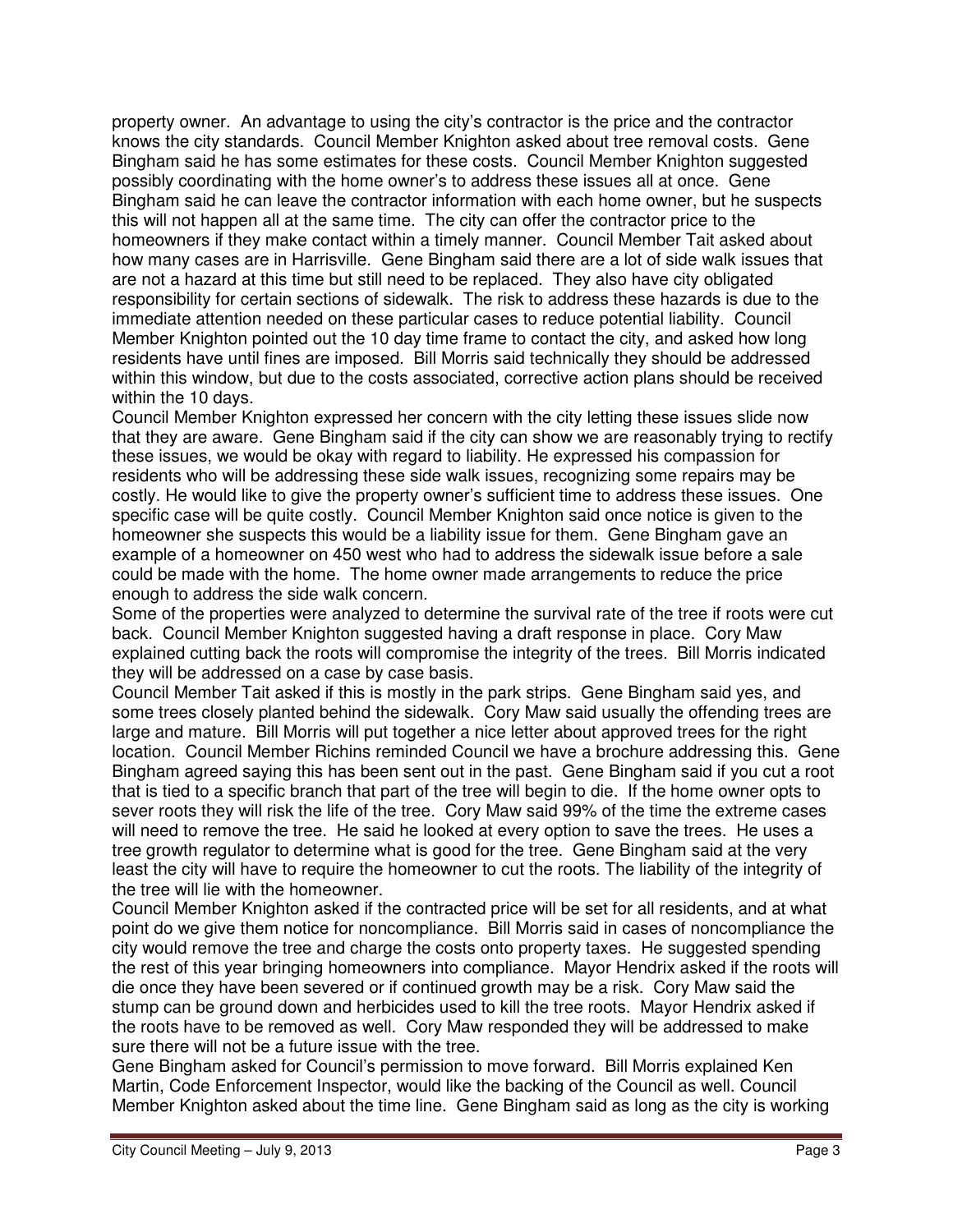property owner. An advantage to using the city's contractor is the price and the contractor knows the city standards. Council Member Knighton asked about tree removal costs. Gene Bingham said he has some estimates for these costs. Council Member Knighton suggested possibly coordinating with the home owner's to address these issues all at once. Gene Bingham said he can leave the contractor information with each home owner, but he suspects this will not happen all at the same time. The city can offer the contractor price to the homeowners if they make contact within a timely manner. Council Member Tait asked about how many cases are in Harrisville. Gene Bingham said there are a lot of side walk issues that are not a hazard at this time but still need to be replaced. They also have city obligated responsibility for certain sections of sidewalk. The risk to address these hazards is due to the immediate attention needed on these particular cases to reduce potential liability. Council Member Knighton pointed out the 10 day time frame to contact the city, and asked how long residents have until fines are imposed. Bill Morris said technically they should be addressed within this window, but due to the costs associated, corrective action plans should be received within the 10 days.

Council Member Knighton expressed her concern with the city letting these issues slide now that they are aware. Gene Bingham said if the city can show we are reasonably trying to rectify these issues, we would be okay with regard to liability. He expressed his compassion for residents who will be addressing these side walk issues, recognizing some repairs may be costly. He would like to give the property owner's sufficient time to address these issues. One specific case will be quite costly. Council Member Knighton said once notice is given to the homeowner she suspects this would be a liability issue for them. Gene Bingham gave an example of a homeowner on 450 west who had to address the sidewalk issue before a sale could be made with the home. The home owner made arrangements to reduce the price enough to address the side walk concern.

Some of the properties were analyzed to determine the survival rate of the tree if roots were cut back. Council Member Knighton suggested having a draft response in place. Cory Maw explained cutting back the roots will compromise the integrity of the trees. Bill Morris indicated they will be addressed on a case by case basis.

Council Member Tait asked if this is mostly in the park strips. Gene Bingham said yes, and some trees closely planted behind the sidewalk. Cory Maw said usually the offending trees are large and mature. Bill Morris will put together a nice letter about approved trees for the right location. Council Member Richins reminded Council we have a brochure addressing this. Gene Bingham agreed saying this has been sent out in the past. Gene Bingham said if you cut a root that is tied to a specific branch that part of the tree will begin to die. If the home owner opts to sever roots they will risk the life of the tree. Cory Maw said 99% of the time the extreme cases will need to remove the tree. He said he looked at every option to save the trees. He uses a tree growth regulator to determine what is good for the tree. Gene Bingham said at the very least the city will have to require the homeowner to cut the roots. The liability of the integrity of the tree will lie with the homeowner.

Council Member Knighton asked if the contracted price will be set for all residents, and at what point do we give them notice for noncompliance. Bill Morris said in cases of noncompliance the city would remove the tree and charge the costs onto property taxes. He suggested spending the rest of this year bringing homeowners into compliance. Mayor Hendrix asked if the roots will die once they have been severed or if continued growth may be a risk. Cory Maw said the stump can be ground down and herbicides used to kill the tree roots. Mayor Hendrix asked if the roots have to be removed as well. Cory Maw responded they will be addressed to make sure there will not be a future issue with the tree.

Gene Bingham asked for Council's permission to move forward. Bill Morris explained Ken Martin, Code Enforcement Inspector, would like the backing of the Council as well. Council Member Knighton asked about the time line. Gene Bingham said as long as the city is working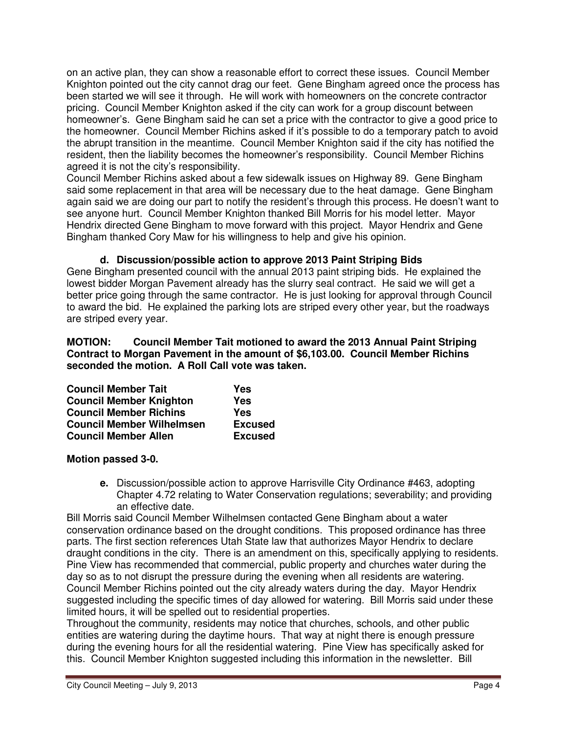on an active plan, they can show a reasonable effort to correct these issues. Council Member Knighton pointed out the city cannot drag our feet. Gene Bingham agreed once the process has been started we will see it through. He will work with homeowners on the concrete contractor pricing. Council Member Knighton asked if the city can work for a group discount between homeowner's. Gene Bingham said he can set a price with the contractor to give a good price to the homeowner. Council Member Richins asked if it's possible to do a temporary patch to avoid the abrupt transition in the meantime. Council Member Knighton said if the city has notified the resident, then the liability becomes the homeowner's responsibility. Council Member Richins agreed it is not the city's responsibility.

Council Member Richins asked about a few sidewalk issues on Highway 89. Gene Bingham said some replacement in that area will be necessary due to the heat damage. Gene Bingham again said we are doing our part to notify the resident's through this process. He doesn't want to see anyone hurt. Council Member Knighton thanked Bill Morris for his model letter. Mayor Hendrix directed Gene Bingham to move forward with this project. Mayor Hendrix and Gene Bingham thanked Cory Maw for his willingness to help and give his opinion.

### d. Discussion/possible action to approve 2013 Paint Striping Bids

Gene Bingham presented council with the annual 2013 paint striping bids. He explained the lowest bidder Morgan Pavement already has the slurry seal contract. He said we will get a better price going through the same contractor. He is just looking for approval through Council to award the bid. He explained the parking lots are striped every other year, but the roadways are striped every year.

**MOTION: Council Member Tait motioned to award the 2013 Annual Paint Striping Contract to Morgan Pavement in the amount of $6,103.00. Council Member Richins seconded the motion. A Roll Call vote was taken.**

| | |
|---|---|
| **Council Member Tait** | **Yes** |
| **Council Member Knighton** | **Yes** |
| **Council Member Richins** | **Yes** |
| **Council Member Wilhelmsen** | **Excused** |
| **Council Member Allen** | **Excused** |

**Motion passed 3-0.**

**e.** Discussion/possible action to approve Harrisville City Ordinance #463, adopting Chapter 4.72 relating to Water Conservation regulations; severability; and providing an effective date.

Bill Morris said Council Member Wilhelmsen contacted Gene Bingham about a water conservation ordinance based on the drought conditions. This proposed ordinance has three parts. The first section references Utah State law that authorizes Mayor Hendrix to declare draught conditions in the city. There is an amendment on this, specifically applying to residents. Pine View has recommended that commercial, public property and churches water during the day so as to not disrupt the pressure during the evening when all residents are watering. Council Member Richins pointed out the city already waters during the day. Mayor Hendrix suggested including the specific times of day allowed for watering. Bill Morris said under these limited hours, it will be spelled out to residential properties.

Throughout the community, residents may notice that churches, schools, and other public entities are watering during the daytime hours. That way at night there is enough pressure during the evening hours for all the residential watering. Pine View has specifically asked for this. Council Member Knighton suggested including this information in the newsletter. Bill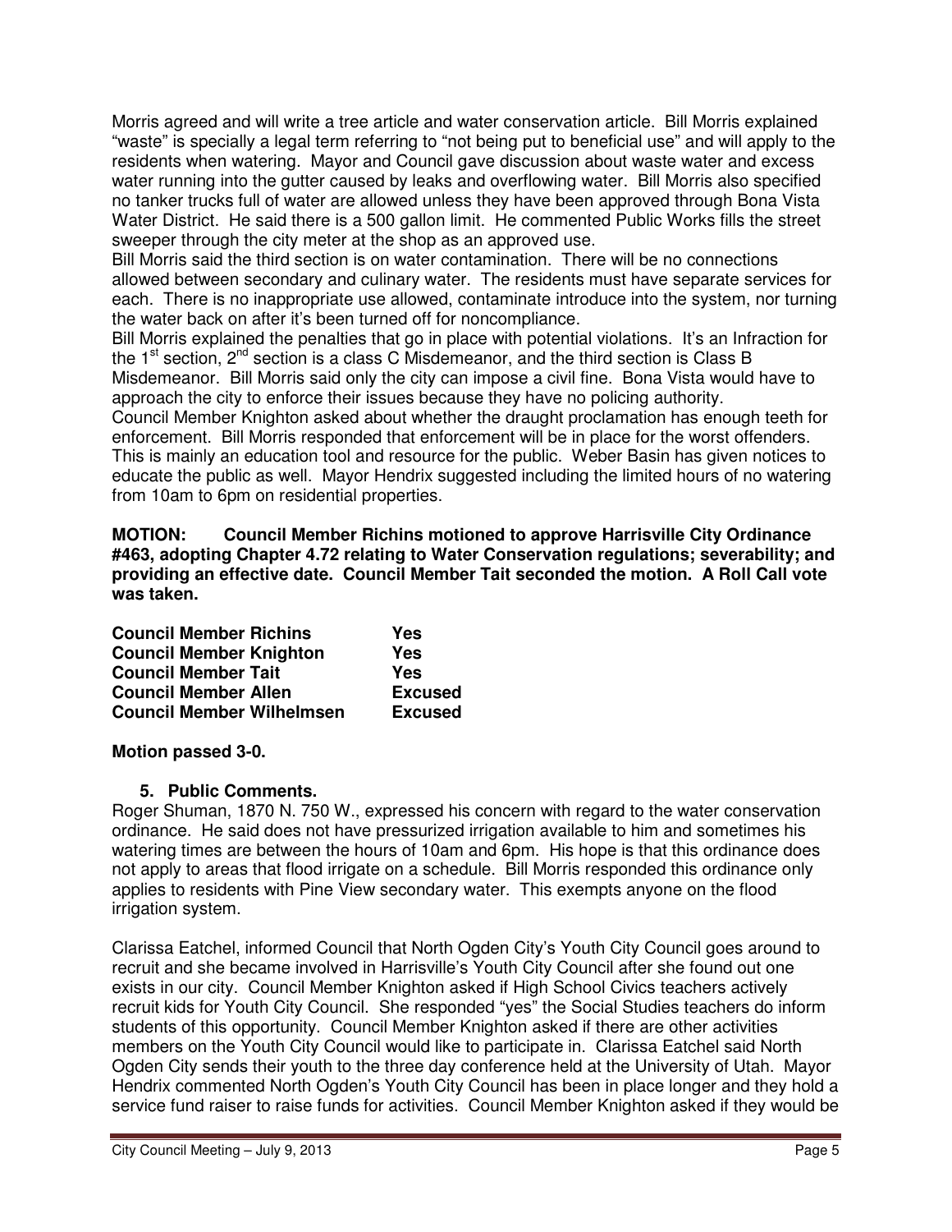Morris agreed and will write a tree article and water conservation article. Bill Morris explained "waste" is specially a legal term referring to "not being put to beneficial use" and will apply to the residents when watering. Mayor and Council gave discussion about waste water and excess water running into the gutter caused by leaks and overflowing water. Bill Morris also specified no tanker trucks full of water are allowed unless they have been approved through Bona Vista Water District. He said there is a 500 gallon limit. He commented Public Works fills the street sweeper through the city meter at the shop as an approved use.

Bill Morris said the third section is on water contamination. There will be no connections allowed between secondary and culinary water. The residents must have separate services for each. There is no inappropriate use allowed, contaminate introduce into the system, nor turning the water back on after it's been turned off for noncompliance.

Bill Morris explained the penalties that go in place with potential violations. It's an Infraction for the 1st section, 2nd section is a class C Misdemeanor, and the third section is Class B Misdemeanor. Bill Morris said only the city can impose a civil fine. Bona Vista would have to approach the city to enforce their issues because they have no policing authority.

Council Member Knighton asked about whether the draught proclamation has enough teeth for enforcement. Bill Morris responded that enforcement will be in place for the worst offenders. This is mainly an education tool and resource for the public. Weber Basin has given notices to educate the public as well. Mayor Hendrix suggested including the limited hours of no watering from 10am to 6pm on residential properties.

**MOTION: Council Member Richins motioned to approve Harrisville City Ordinance #463, adopting Chapter 4.72 relating to Water Conservation regulations; severability; and providing an effective date. Council Member Tait seconded the motion. A Roll Call vote was taken.**

| | |
|---|---|
| **Council Member Richins** | **Yes** |
| **Council Member Knighton** | **Yes** |
| **Council Member Tait** | **Yes** |
| **Council Member Allen** | **Excused** |
| **Council Member Wilhelmsen** | **Excused** |

**Motion passed 3-0.**

5. **Public Comments.**

Roger Shuman, 1870 N. 750 W., expressed his concern with regard to the water conservation ordinance. He said does not have pressurized irrigation available to him and sometimes his watering times are between the hours of 10am and 6pm. His hope is that this ordinance does not apply to areas that flood irrigate on a schedule. Bill Morris responded this ordinance only applies to residents with Pine View secondary water. This exempts anyone on the flood irrigation system.

Clarissa Eatchel, informed Council that North Ogden City's Youth City Council goes around to recruit and she became involved in Harrisville's Youth City Council after she found out one exists in our city. Council Member Knighton asked if High School Civics teachers actively recruit kids for Youth City Council. She responded "yes" the Social Studies teachers do inform students of this opportunity. Council Member Knighton asked if there are other activities members on the Youth City Council would like to participate in. Clarissa Eatchel said North Ogden City sends their youth to the three day conference held at the University of Utah. Mayor Hendrix commented North Ogden's Youth City Council has been in place longer and they hold a service fund raiser to raise funds for activities. Council Member Knighton asked if they would be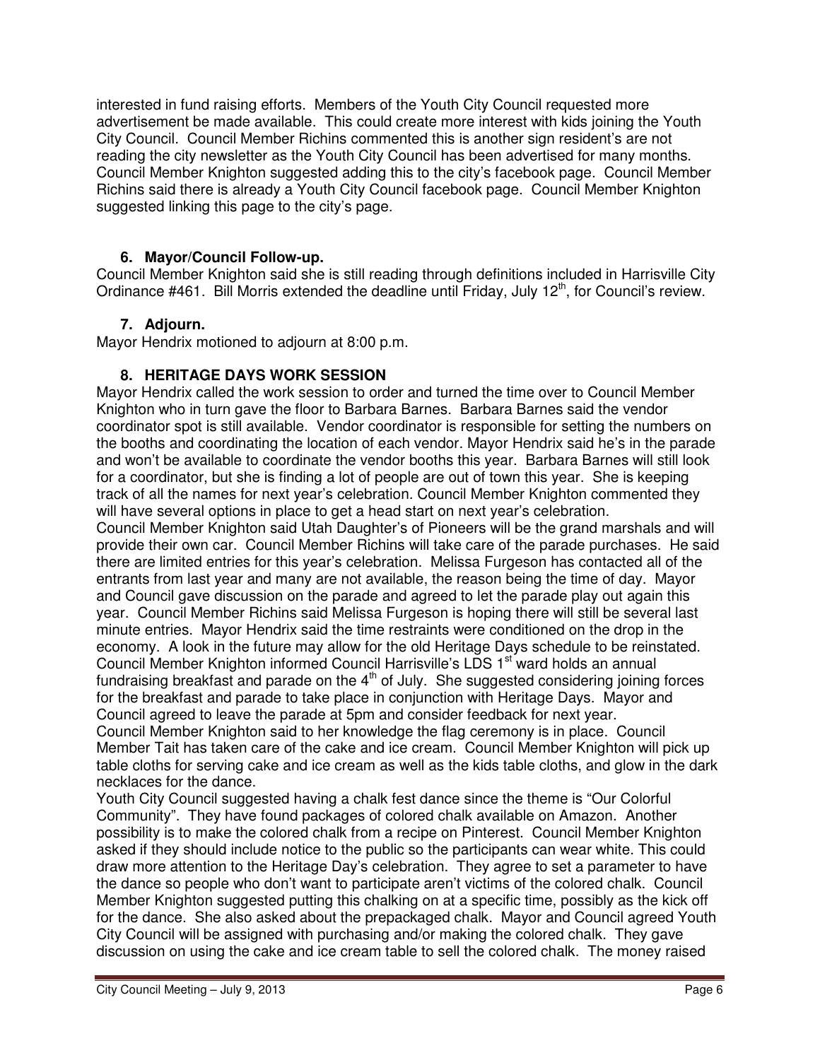interested in fund raising efforts. Members of the Youth City Council requested more advertisement be made available. This could create more interest with kids joining the Youth City Council. Council Member Richins commented this is another sign resident's are not reading the city newsletter as the Youth City Council has been advertised for many months. Council Member Knighton suggested adding this to the city's facebook page. Council Member Richins said there is already a Youth City Council facebook page. Council Member Knighton suggested linking this page to the city's page.

**6. Mayor/Council Follow-up.**

Council Member Knighton said she is still reading through definitions included in Harrisville City Ordinance #461. Bill Morris extended the deadline until Friday, July 12th, for Council's review.

**7. Adjourn.**

Mayor Hendrix motioned to adjourn at 8:00 p.m.

**8. HERITAGE DAYS WORK SESSION**

Mayor Hendrix called the work session to order and turned the time over to Council Member Knighton who in turn gave the floor to Barbara Barnes. Barbara Barnes said the vendor coordinator spot is still available. Vendor coordinator is responsible for setting the numbers on the booths and coordinating the location of each vendor. Mayor Hendrix said he's in the parade and won't be available to coordinate the vendor booths this year. Barbara Barnes will still look for a coordinator, but she is finding a lot of people are out of town this year. She is keeping track of all the names for next year's celebration. Council Member Knighton commented they will have several options in place to get a head start on next year's celebration.

Council Member Knighton said Utah Daughter's of Pioneers will be the grand marshals and will provide their own car. Council Member Richins will take care of the parade purchases. He said there are limited entries for this year's celebration. Melissa Furgeson has contacted all of the entrants from last year and many are not available, the reason being the time of day. Mayor and Council gave discussion on the parade and agreed to let the parade play out again this year. Council Member Richins said Melissa Furgeson is hoping there will still be several last minute entries. Mayor Hendrix said the time restraints were conditioned on the drop in the economy. A look in the future may allow for the old Heritage Days schedule to be reinstated. Council Member Knighton informed Council Harrisville's LDS 1st ward holds an annual fundraising breakfast and parade on the 4th of July. She suggested considering joining forces for the breakfast and parade to take place in conjunction with Heritage Days. Mayor and Council agreed to leave the parade at 5pm and consider feedback for next year.

Council Member Knighton said to her knowledge the flag ceremony is in place. Council Member Tait has taken care of the cake and ice cream. Council Member Knighton will pick up table cloths for serving cake and ice cream as well as the kids table cloths, and glow in the dark necklaces for the dance.

Youth City Council suggested having a chalk fest dance since the theme is "Our Colorful Community". They have found packages of colored chalk available on Amazon. Another possibility is to make the colored chalk from a recipe on Pinterest. Council Member Knighton asked if they should include notice to the public so the participants can wear white. This could draw more attention to the Heritage Day's celebration. They agree to set a parameter to have the dance so people who don't want to participate aren't victims of the colored chalk. Council Member Knighton suggested putting this chalking on at a specific time, possibly as the kick off for the dance. She also asked about the prepackaged chalk. Mayor and Council agreed Youth City Council will be assigned with purchasing and/or making the colored chalk. They gave discussion on using the cake and ice cream table to sell the colored chalk. The money raised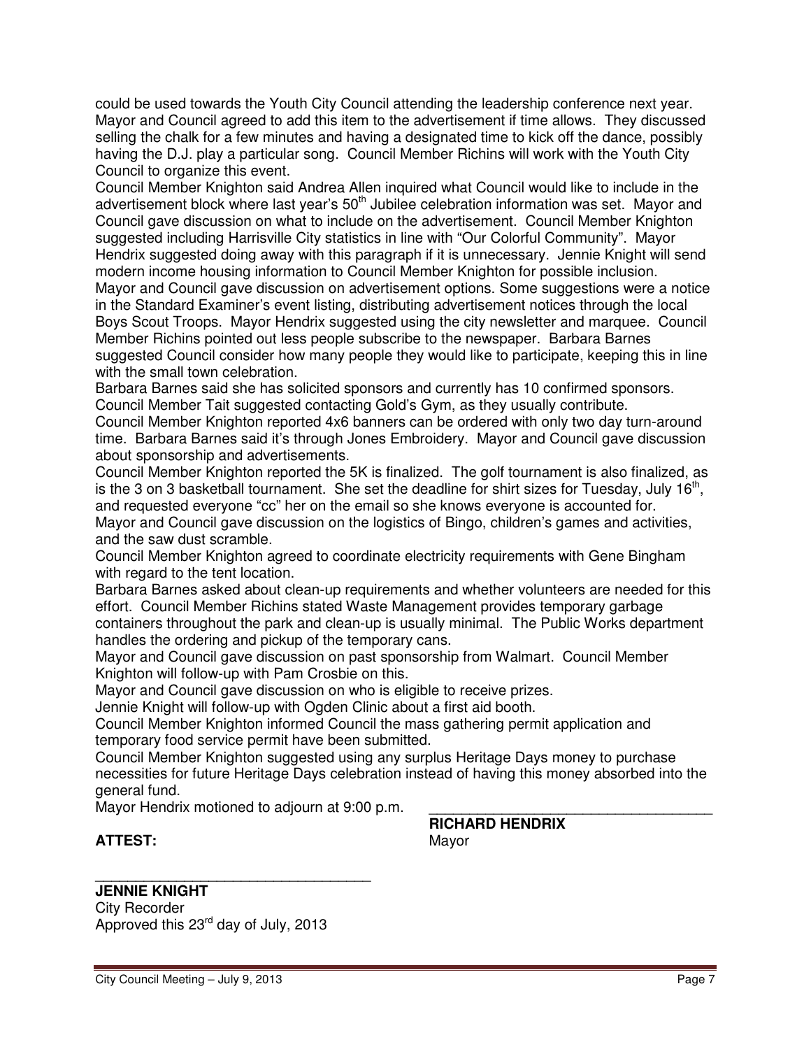could be used towards the Youth City Council attending the leadership conference next year. Mayor and Council agreed to add this item to the advertisement if time allows. They discussed selling the chalk for a few minutes and having a designated time to kick off the dance, possibly having the D.J. play a particular song. Council Member Richins will work with the Youth City Council to organize this event.

Council Member Knighton said Andrea Allen inquired what Council would like to include in the advertisement block where last year's 50th Jubilee celebration information was set. Mayor and Council gave discussion on what to include on the advertisement. Council Member Knighton suggested including Harrisville City statistics in line with "Our Colorful Community". Mayor Hendrix suggested doing away with this paragraph if it is unnecessary. Jennie Knight will send modern income housing information to Council Member Knighton for possible inclusion.

Mayor and Council gave discussion on advertisement options. Some suggestions were a notice in the Standard Examiner's event listing, distributing advertisement notices through the local Boys Scout Troops. Mayor Hendrix suggested using the city newsletter and marquee. Council Member Richins pointed out less people subscribe to the newspaper. Barbara Barnes suggested Council consider how many people they would like to participate, keeping this in line with the small town celebration.

Barbara Barnes said she has solicited sponsors and currently has 10 confirmed sponsors. Council Member Tait suggested contacting Gold's Gym, as they usually contribute.

Council Member Knighton reported 4x6 banners can be ordered with only two day turn-around time. Barbara Barnes said it's through Jones Embroidery. Mayor and Council gave discussion about sponsorship and advertisements.

Council Member Knighton reported the 5K is finalized. The golf tournament is also finalized, as is the 3 on 3 basketball tournament. She set the deadline for shirt sizes for Tuesday, July 16th, and requested everyone "cc" her on the email so she knows everyone is accounted for.

Mayor and Council gave discussion on the logistics of Bingo, children's games and activities, and the saw dust scramble.

Council Member Knighton agreed to coordinate electricity requirements with Gene Bingham with regard to the tent location.

Barbara Barnes asked about clean-up requirements and whether volunteers are needed for this effort. Council Member Richins stated Waste Management provides temporary garbage containers throughout the park and clean-up is usually minimal. The Public Works department handles the ordering and pickup of the temporary cans.

Mayor and Council gave discussion on past sponsorship from Walmart. Council Member Knighton will follow-up with Pam Crosbie on this.

Mayor and Council gave discussion on who is eligible to receive prizes.

Jennie Knight will follow-up with Ogden Clinic about a first aid booth.

Council Member Knighton informed Council the mass gathering permit application and temporary food service permit have been submitted.

Council Member Knighton suggested using any surplus Heritage Days money to purchase necessities for future Heritage Days celebration instead of having this money absorbed into the general fund.

Mayor Hendrix motioned to adjourn at 9:00 p.m.

___________________________________

**RICHARD HENDRIX**
Mayor

**ATTEST:**

___________________________________

**JENNIE KNIGHT**
City Recorder
Approved this 23rd day of July, 2013